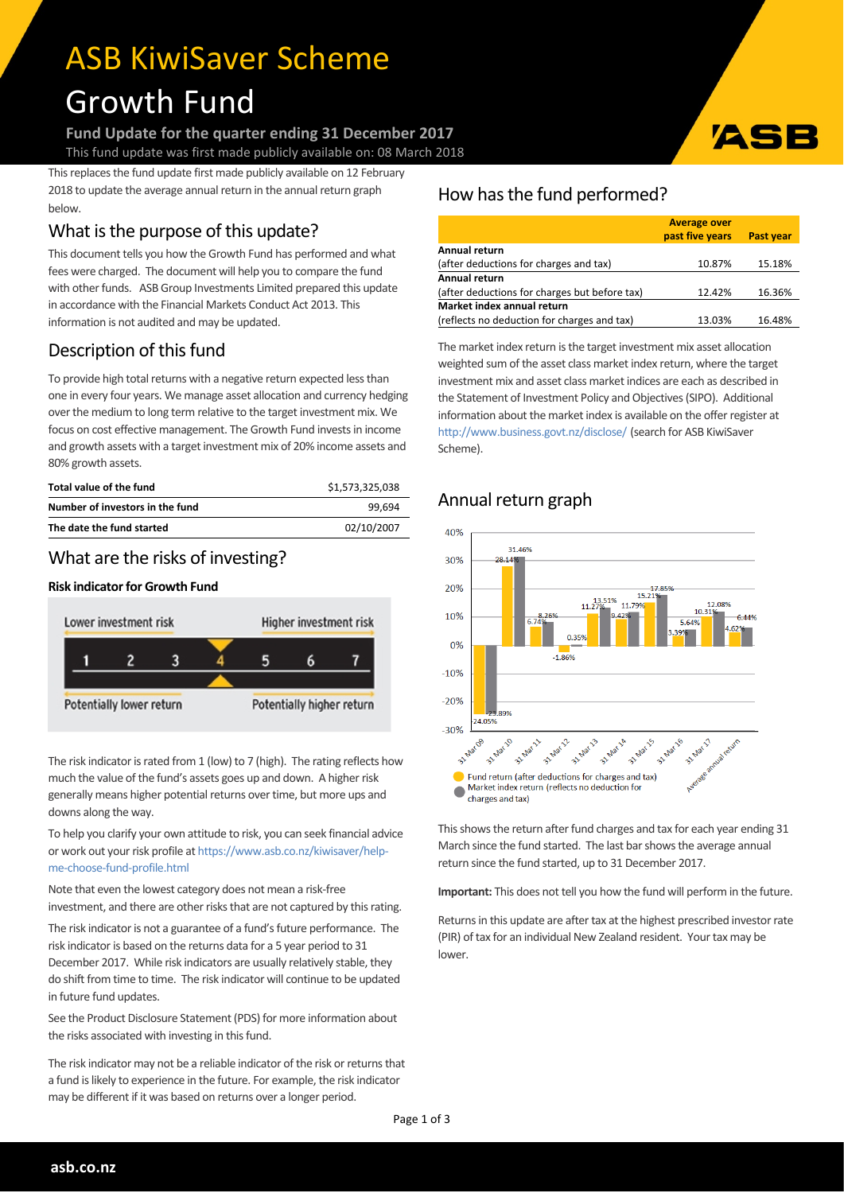# ASB KiwiSaver Scheme

# Growth Fund

**Fund Update for the quarter ending 31 December 2017**

This fund update was first made publicly available on: 08 March 2018

This replaces the fund update first made publicly available on 12 February 2018 to update the average annual return in the annual return graph below.

## What is the purpose of this update?

This document tells you how the Growth Fund has performed and what fees were charged. The document will help you to compare the fund with other funds. ASB Group Investments Limited prepared this update in accordance with the Financial Markets Conduct Act 2013. This information is not audited and may be updated.

## Description of this fund

To provide high total returns with a negative return expected less than one in every four years. We manage asset allocation and currency hedging over the medium to long term relative to the target investment mix. We focus on cost effective management. The Growth Fund invests in income and growth assets with a target investment mix of 20% income assets and 80% growth assets.

| | |
|---|---|
| **Total value of the fund** | $1,573,325,038 |
| **Number of investors in the fund** | 99,694 |
| **The date the fund started** | 02/10/2007 |

## What are the risks of investing?

**Risk indicator for Growth Fund**

| Lower investment risk | | | | | | Higher investment risk |
|---|---|---|---|---|---|---|
| 1 | 2 | 3 | **4** | 5 | 6 | 7 |
| Potentially lower return | | | | | | Potentially higher return |

The risk indicator is rated from 1 (low) to 7 (high). The rating reflects how much the value of the fund's assets goes up and down. A higher risk generally means higher potential returns over time, but more ups and downs along the way.

To help you clarify your own attitude to risk, you can seek financial advice or work out your risk profile at https://www.asb.co.nz/kiwisaver/help-me-choose-fund-profile.html

Note that even the lowest category does not mean a risk-free investment, and there are other risks that are not captured by this rating.

The risk indicator is not a guarantee of a fund's future performance. The risk indicator is based on the returns data for a 5 year period to 31 December 2017. While risk indicators are usually relatively stable, they do shift from time to time. The risk indicator will continue to be updated in future fund updates.

See the Product Disclosure Statement (PDS) for more information about the risks associated with investing in this fund.

The risk indicator may not be a reliable indicator of the risk or returns that a fund is likely to experience in the future. For example, the risk indicator may be different if it was based on returns over a longer period.

## How has the fund performed?

| | Average over past five years | Past year |
|---|---|---|
| **Annual return** (after deductions for charges and tax) | 10.87% | 15.18% |
| **Annual return** (after deductions for charges but before tax) | 12.42% | 16.36% |
| **Market index annual return** (reflects no deduction for charges and tax) | 13.03% | 16.48% |

The market index return is the target investment mix asset allocation weighted sum of the asset class market index return, where the target investment mix and asset class market indices are each as described in the Statement of Investment Policy and Objectives (SIPO). Additional information about the market index is available on the offer register at http://www.business.govt.nz/disclose/ (search for ASB KiwiSaver Scheme).

## Annual return graph

| | Fund return (after deductions for charges and tax) | Market index return (reflects no deduction for charges and tax) |
|---|---|---|
| 31 Mar 09 | -24.05% | -23.89% |
| 31 Mar 10 | 28.14% | 31.46% |
| 31 Mar 11 | 6.74% | 8.26% |
| 31 Mar 12 | -1.86% | 0.35% |
| 31 Mar 13 | 11.27% | 13.51% |
| 31 Mar 14 | 9.42% | 11.79% |
| 31 Mar 15 | 15.21% | 17.85% |
| 31 Mar 16 | 3.39% | 5.64% |
| 31 Mar 17 | 10.31% | 12.08% |
| Average annual return | 4.62% | 6.44% |

This shows the return after fund charges and tax for each year ending 31 March since the fund started. The last bar shows the average annual return since the fund started, up to 31 December 2017.

**Important:** This does not tell you how the fund will perform in the future.

Returns in this update are after tax at the highest prescribed investor rate (PIR) of tax for an individual New Zealand resident. Your tax may be lower.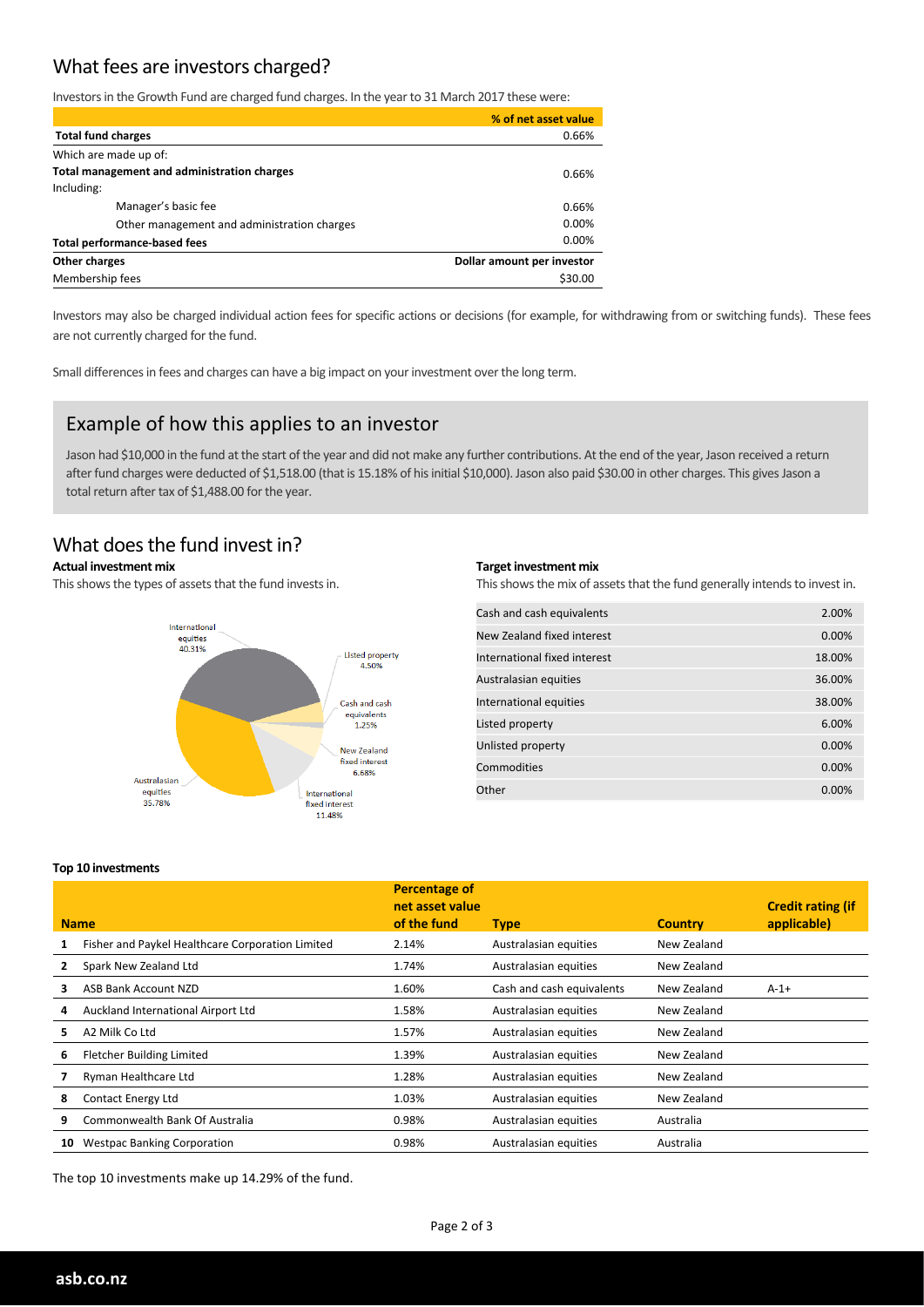## What fees are investors charged?

Investors in the Growth Fund are charged fund charges. In the year to 31 March 2017 these were:

| | % of net asset value |
|---|---|
| **Total fund charges** | 0.66% |
| Which are made up of: | |
| **Total management and administration charges** | 0.66% |
| Including: | |
| Manager's basic fee | 0.66% |
| Other management and administration charges | 0.00% |
| **Total performance-based fees** | 0.00% |
| **Other charges** | **Dollar amount per investor** |
| Membership fees | $30.00 |

Investors may also be charged individual action fees for specific actions or decisions (for example, for withdrawing from or switching funds). These fees are not currently charged for the fund.

Small differences in fees and charges can have a big impact on your investment over the long term.

## Example of how this applies to an investor

Jason had $10,000 in the fund at the start of the year and did not make any further contributions. At the end of the year, Jason received a return after fund charges were deducted of $1,518.00 (that is 15.18% of his initial $10,000). Jason also paid $30.00 in other charges. This gives Jason a total return after tax of $1,488.00 for the year.

## What does the fund invest in?

**Actual investment mix**

This shows the types of assets that the fund invests in.

| Asset | % |
|---|---|
| International equities | 40.31% |
| Listed property | 4.50% |
| Cash and cash equivalents | 1.25% |
| New Zealand fixed interest | 6.68% |
| International fixed interest | 11.48% |
| Australasian equities | 35.78% |

**Target investment mix**

This shows the mix of assets that the fund generally intends to invest in.

| | |
|---|---|
| Cash and cash equivalents | 2.00% |
| New Zealand fixed interest | 0.00% |
| International fixed interest | 18.00% |
| Australasian equities | 36.00% |
| International equities | 38.00% |
| Listed property | 6.00% |
| Unlisted property | 0.00% |
| Commodities | 0.00% |
| Other | 0.00% |

**Top 10 investments**

| | Name | Percentage of net asset value of the fund | Type | Country | Credit rating (if applicable) |
|---|---|---|---|---|---|
| 1 | Fisher and Paykel Healthcare Corporation Limited | 2.14% | Australasian equities | New Zealand | |
| 2 | Spark New Zealand Ltd | 1.74% | Australasian equities | New Zealand | |
| 3 | ASB Bank Account NZD | 1.60% | Cash and cash equivalents | New Zealand | A-1+ |
| 4 | Auckland International Airport Ltd | 1.58% | Australasian equities | New Zealand | |
| 5 | A2 Milk Co Ltd | 1.57% | Australasian equities | New Zealand | |
| 6 | Fletcher Building Limited | 1.39% | Australasian equities | New Zealand | |
| 7 | Ryman Healthcare Ltd | 1.28% | Australasian equities | New Zealand | |
| 8 | Contact Energy Ltd | 1.03% | Australasian equities | New Zealand | |
| 9 | Commonwealth Bank Of Australia | 0.98% | Australasian equities | Australia | |
| 10 | Westpac Banking Corporation | 0.98% | Australasian equities | Australia | |

The top 10 investments make up 14.29% of the fund.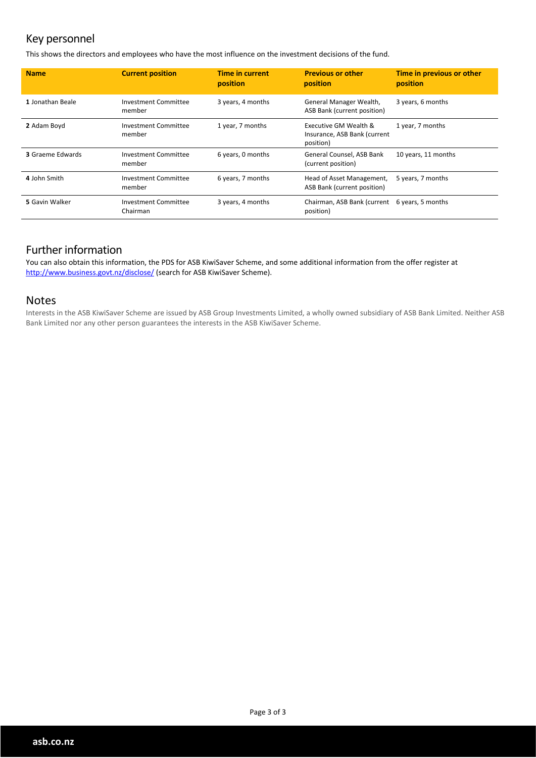## Key personnel

This shows the directors and employees who have the most influence on the investment decisions of the fund.

| Name | Current position | Time in current position | Previous or other position | Time in previous or other position |
|---|---|---|---|---|
| **1** Jonathan Beale | Investment Committee member | 3 years, 4 months | General Manager Wealth, ASB Bank (current position) | 3 years, 6 months |
| **2** Adam Boyd | Investment Committee member | 1 year, 7 months | Executive GM Wealth & Insurance, ASB Bank (current position) | 1 year, 7 months |
| **3** Graeme Edwards | Investment Committee member | 6 years, 0 months | General Counsel, ASB Bank (current position) | 10 years, 11 months |
| **4** John Smith | Investment Committee member | 6 years, 7 months | Head of Asset Management, ASB Bank (current position) | 5 years, 7 months |
| **5** Gavin Walker | Investment Committee Chairman | 3 years, 4 months | Chairman, ASB Bank (current position) | 6 years, 5 months |

## Further information

You can also obtain this information, the PDS for ASB KiwiSaver Scheme, and some additional information from the offer register at http://www.business.govt.nz/disclose/ (search for ASB KiwiSaver Scheme).

## Notes

Interests in the ASB KiwiSaver Scheme are issued by ASB Group Investments Limited, a wholly owned subsidiary of ASB Bank Limited. Neither ASB Bank Limited nor any other person guarantees the interests in the ASB KiwiSaver Scheme.

asb.co.nz